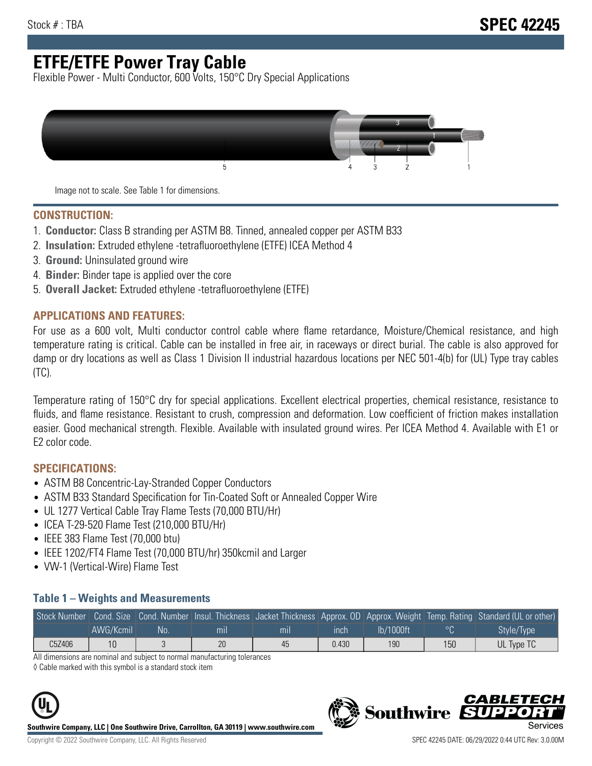Stock # : TBA

# SPEC 42245

# ETFE/ETFE Power Tray Cable

Flexible Power - Multi Conductor, 600 Volts, 150°C Dry Special Applications

Image not to scale. See Table 1 for dimensions.

## CONSTRUCTION:

1. **Conductor:** Class B stranding per ASTM B8. Tinned, annealed copper per ASTM B33
2. **Insulation:** Extruded ethylene -tetrafluoroethylene (ETFE) ICEA Method 4
3. **Ground:** Uninsulated ground wire
4. **Binder:** Binder tape is applied over the core
5. **Overall Jacket:** Extruded ethylene -tetrafluoroethylene (ETFE)

## APPLICATIONS AND FEATURES:

For use as a 600 volt, Multi conductor control cable where flame retardance, Moisture/Chemical resistance, and high temperature rating is critical. Cable can be installed in free air, in raceways or direct burial. The cable is also approved for damp or dry locations as well as Class 1 Division II industrial hazardous locations per NEC 501-4(b) for (UL) Type tray cables (TC).

Temperature rating of 150°C dry for special applications. Excellent electrical properties, chemical resistance, resistance to fluids, and flame resistance. Resistant to crush, compression and deformation. Low coefficient of friction makes installation easier. Good mechanical strength. Flexible. Available with insulated ground wires. Per ICEA Method 4. Available with E1 or E2 color code.

## SPECIFICATIONS:

- ASTM B8 Concentric-Lay-Stranded Copper Conductors
- ASTM B33 Standard Specification for Tin-Coated Soft or Annealed Copper Wire
- UL 1277 Vertical Cable Tray Flame Tests (70,000 BTU/Hr)
- ICEA T-29-520 Flame Test (210,000 BTU/Hr)
- IEEE 383 Flame Test (70,000 btu)
- IEEE 1202/FT4 Flame Test (70,000 BTU/hr) 350kcmil and Larger
- VW-1 (Vertical-Wire) Flame Test

### Table 1 – Weights and Measurements

| Stock Number | Cond. Size | Cond. Number | Insul. Thickness | Jacket Thickness | Approx. OD | Approx. Weight | Temp. Rating | Standard (UL or other) |
|---|---|---|---|---|---|---|---|---|
| | AWG/Kcmil | No. | mil | mil | inch | lb/1000ft | °C | Style/Type |
| C5Z406 | 10 | 3 | 20 | 45 | 0.430 | 190 | 150 | UL Type TC |

All dimensions are nominal and subject to normal manufacturing tolerances

◊ Cable marked with this symbol is a standard stock item

**Southwire Company, LLC | One Southwire Drive, Carrollton, GA 30119 | www.southwire.com**

Copyright © 2022 Southwire Company, LLC. All Rights Reserved

SPEC 42245 DATE: 06/29/2022 0:44 UTC Rev: 3.0.00M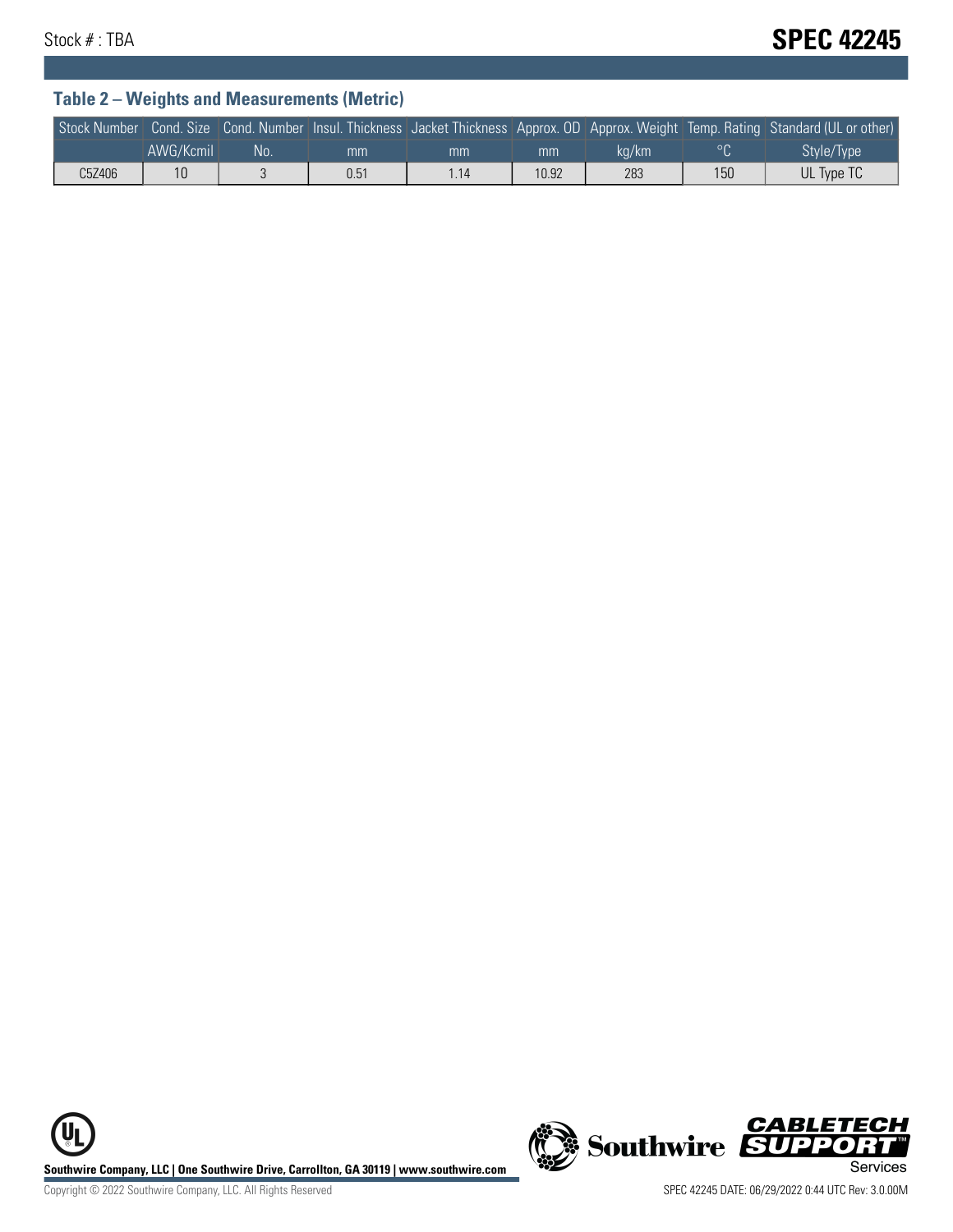### Table 2 – Weights and Measurements (Metric)

| Stock Number | Cond. Size | Cond. Number | Insul. Thickness | Jacket Thickness | Approx. OD | Approx. Weight | Temp. Rating | Standard (UL or other) |
|---|---|---|---|---|---|---|---|---|
| | AWG/Kcmil | No. | mm | mm | mm | kg/km | °C | Style/Type |
| C5Z406 | 10 | 3 | 0.51 | 1.14 | 10.92 | 283 | 150 | UL Type TC |

**Southwire Company, LLC | One Southwire Drive, Carrollton, GA 30119 | www.southwire.com**

Copyright © 2022 Southwire Company, LLC. All Rights Reserved

SPEC 42245 DATE: 06/29/2022 0:44 UTC Rev: 3.0.00M